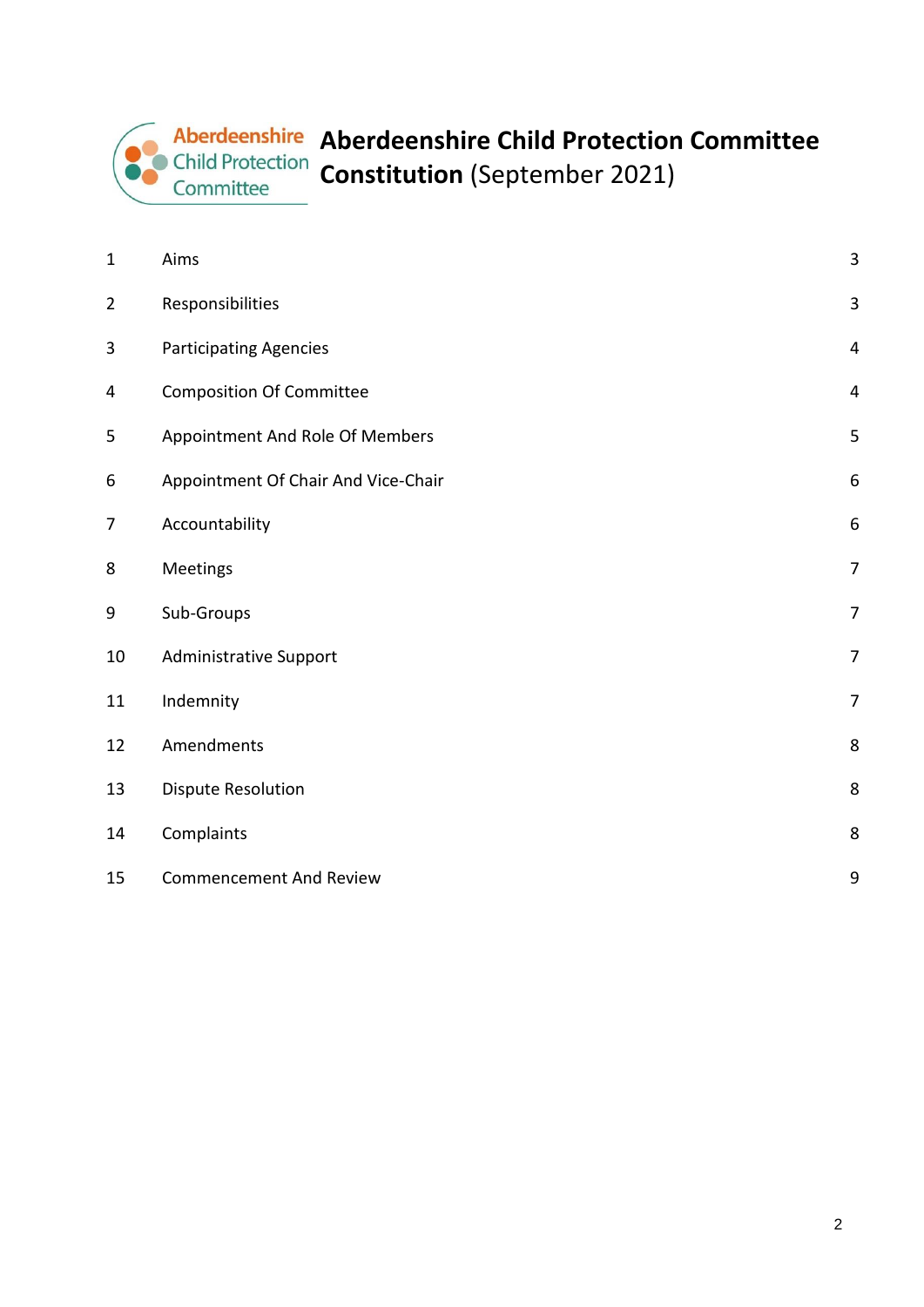# Aberdeenshire Child Protection Committee Constitution (September 2021)

| | | |
|---|---|---|
| 1 | Aims | 3 |
| 2 | Responsibilities | 3 |
| 3 | Participating Agencies | 4 |
| 4 | Composition Of Committee | 4 |
| 5 | Appointment And Role Of Members | 5 |
| 6 | Appointment Of Chair And Vice-Chair | 6 |
| 7 | Accountability | 6 |
| 8 | Meetings | 7 |
| 9 | Sub-Groups | 7 |
| 10 | Administrative Support | 7 |
| 11 | Indemnity | 7 |
| 12 | Amendments | 8 |
| 13 | Dispute Resolution | 8 |
| 14 | Complaints | 8 |
| 15 | Commencement And Review | 9 |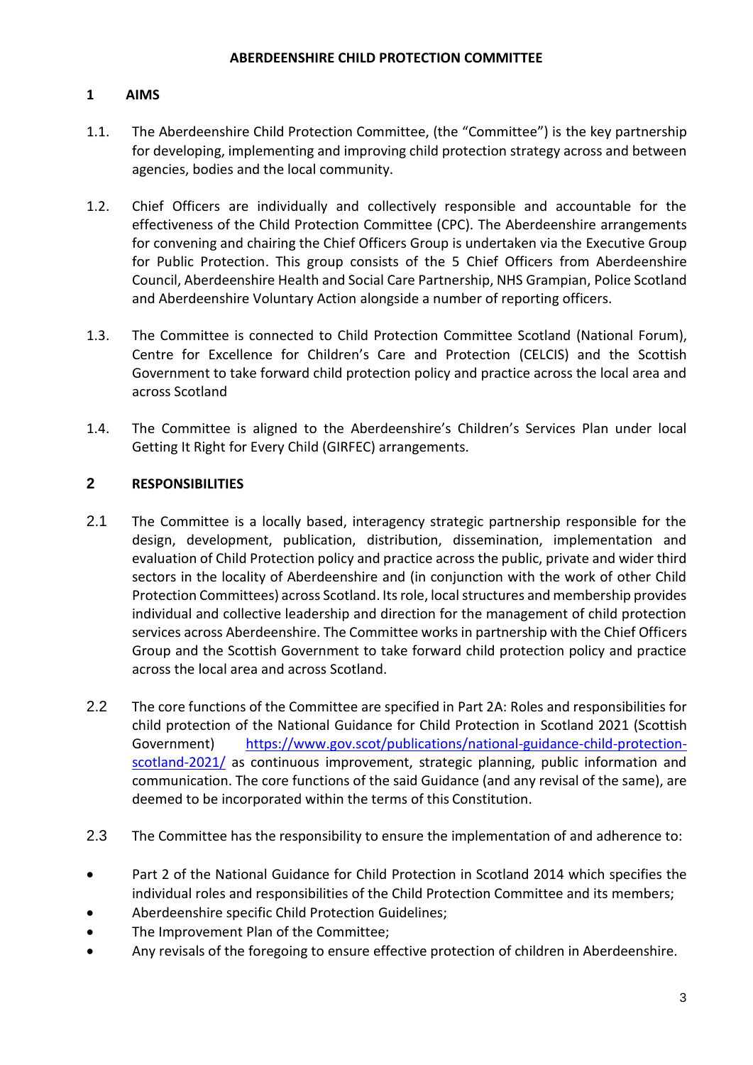**ABERDEENSHIRE CHILD PROTECTION COMMITTEE**

## 1 AIMS

1.1. The Aberdeenshire Child Protection Committee, (the "Committee") is the key partnership for developing, implementing and improving child protection strategy across and between agencies, bodies and the local community.

1.2. Chief Officers are individually and collectively responsible and accountable for the effectiveness of the Child Protection Committee (CPC). The Aberdeenshire arrangements for convening and chairing the Chief Officers Group is undertaken via the Executive Group for Public Protection. This group consists of the 5 Chief Officers from Aberdeenshire Council, Aberdeenshire Health and Social Care Partnership, NHS Grampian, Police Scotland and Aberdeenshire Voluntary Action alongside a number of reporting officers.

1.3. The Committee is connected to Child Protection Committee Scotland (National Forum), Centre for Excellence for Children's Care and Protection (CELCIS) and the Scottish Government to take forward child protection policy and practice across the local area and across Scotland

1.4. The Committee is aligned to the Aberdeenshire's Children's Services Plan under local Getting It Right for Every Child (GIRFEC) arrangements.

## 2 RESPONSIBILITIES

2.1 The Committee is a locally based, interagency strategic partnership responsible for the design, development, publication, distribution, dissemination, implementation and evaluation of Child Protection policy and practice across the public, private and wider third sectors in the locality of Aberdeenshire and (in conjunction with the work of other Child Protection Committees) across Scotland. Its role, local structures and membership provides individual and collective leadership and direction for the management of child protection services across Aberdeenshire. The Committee works in partnership with the Chief Officers Group and the Scottish Government to take forward child protection policy and practice across the local area and across Scotland.

2.2 The core functions of the Committee are specified in Part 2A: Roles and responsibilities for child protection of the National Guidance for Child Protection in Scotland 2021 (Scottish Government) [https://www.gov.scot/publications/national-guidance-child-protection-scotland-2021/](https://www.gov.scot/publications/national-guidance-child-protection-scotland-2021/) as continuous improvement, strategic planning, public information and communication. The core functions of the said Guidance (and any revisal of the same), are deemed to be incorporated within the terms of this Constitution.

2.3 The Committee has the responsibility to ensure the implementation of and adherence to:

- Part 2 of the National Guidance for Child Protection in Scotland 2014 which specifies the individual roles and responsibilities of the Child Protection Committee and its members;
- Aberdeenshire specific Child Protection Guidelines;
- The Improvement Plan of the Committee;
- Any revisals of the foregoing to ensure effective protection of children in Aberdeenshire.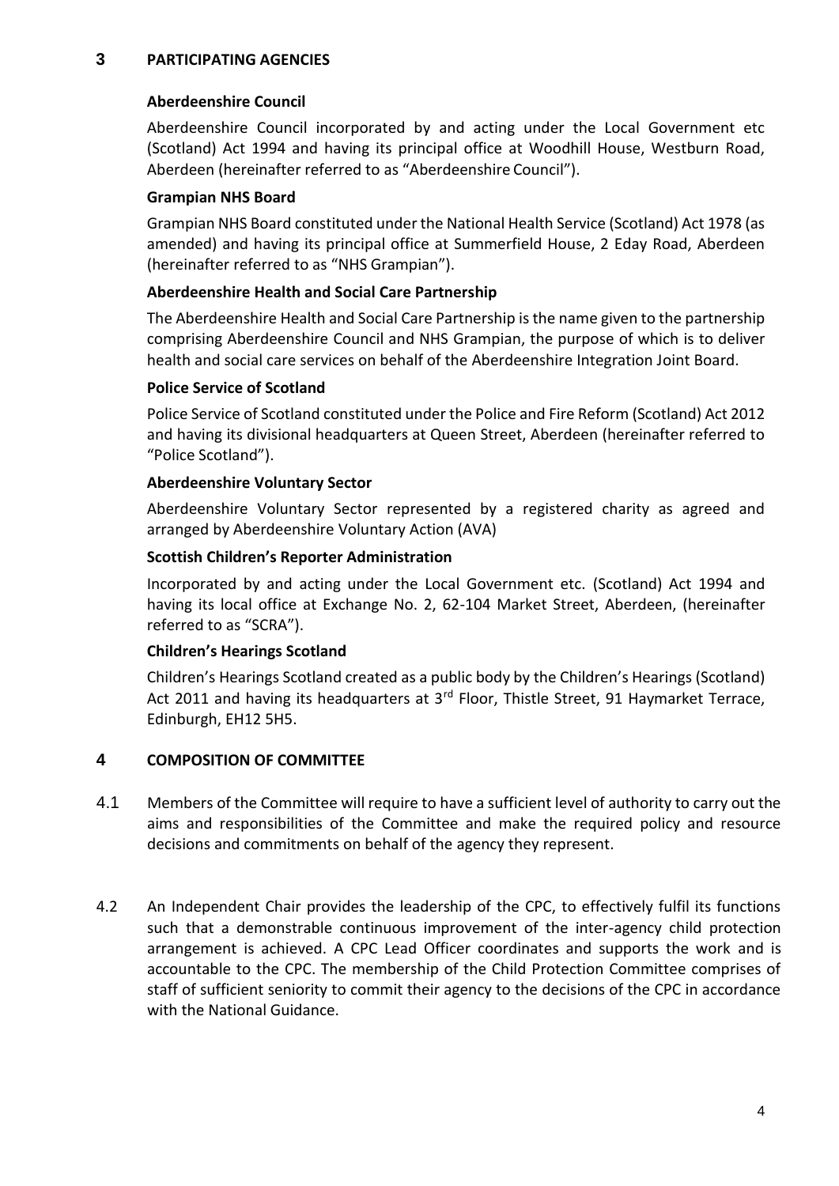## 3 PARTICIPATING AGENCIES

**Aberdeenshire Council**

Aberdeenshire Council incorporated by and acting under the Local Government etc (Scotland) Act 1994 and having its principal office at Woodhill House, Westburn Road, Aberdeen (hereinafter referred to as "Aberdeenshire Council").

**Grampian NHS Board**

Grampian NHS Board constituted under the National Health Service (Scotland) Act 1978 (as amended) and having its principal office at Summerfield House, 2 Eday Road, Aberdeen (hereinafter referred to as "NHS Grampian").

**Aberdeenshire Health and Social Care Partnership**

The Aberdeenshire Health and Social Care Partnership is the name given to the partnership comprising Aberdeenshire Council and NHS Grampian, the purpose of which is to deliver health and social care services on behalf of the Aberdeenshire Integration Joint Board.

**Police Service of Scotland**

Police Service of Scotland constituted under the Police and Fire Reform (Scotland) Act 2012 and having its divisional headquarters at Queen Street, Aberdeen (hereinafter referred to "Police Scotland").

**Aberdeenshire Voluntary Sector**

Aberdeenshire Voluntary Sector represented by a registered charity as agreed and arranged by Aberdeenshire Voluntary Action (AVA)

**Scottish Children's Reporter Administration**

Incorporated by and acting under the Local Government etc. (Scotland) Act 1994 and having its local office at Exchange No. 2, 62-104 Market Street, Aberdeen, (hereinafter referred to as "SCRA").

**Children's Hearings Scotland**

Children's Hearings Scotland created as a public body by the Children's Hearings (Scotland) Act 2011 and having its headquarters at 3rd Floor, Thistle Street, 91 Haymarket Terrace, Edinburgh, EH12 5H5.

## 4 COMPOSITION OF COMMITTEE

4.1 Members of the Committee will require to have a sufficient level of authority to carry out the aims and responsibilities of the Committee and make the required policy and resource decisions and commitments on behalf of the agency they represent.

4.2 An Independent Chair provides the leadership of the CPC, to effectively fulfil its functions such that a demonstrable continuous improvement of the inter-agency child protection arrangement is achieved. A CPC Lead Officer coordinates and supports the work and is accountable to the CPC. The membership of the Child Protection Committee comprises of staff of sufficient seniority to commit their agency to the decisions of the CPC in accordance with the National Guidance.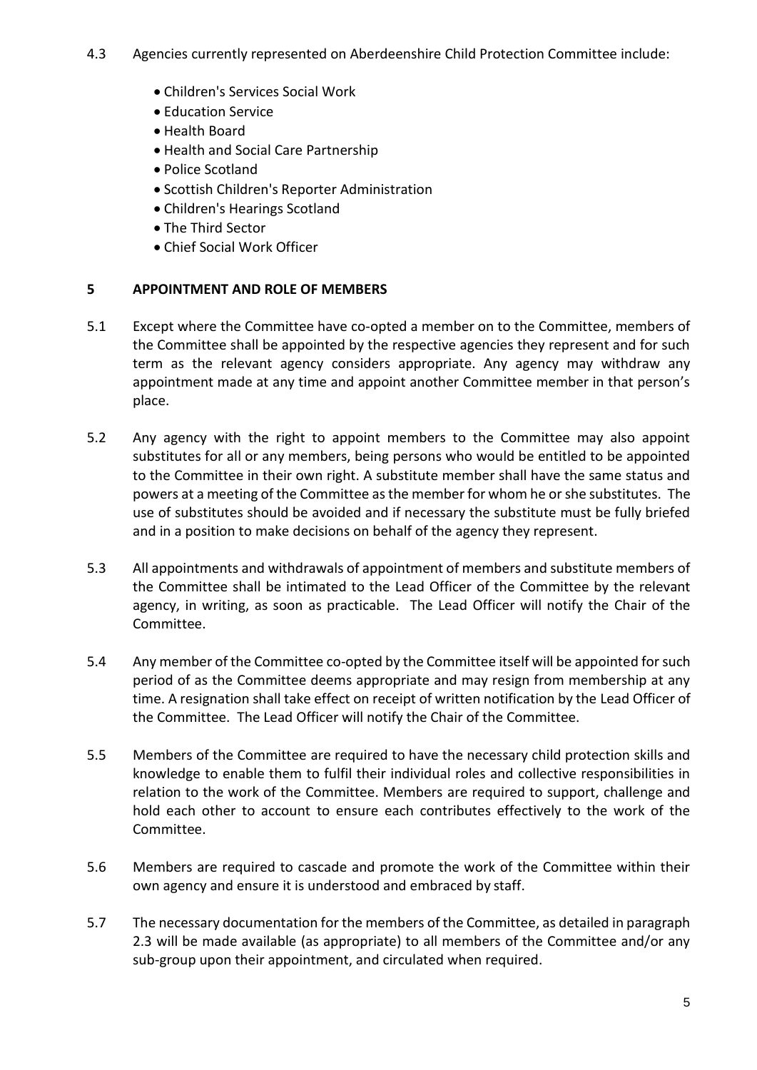4.3 Agencies currently represented on Aberdeenshire Child Protection Committee include:

- Children's Services Social Work
- Education Service
- Health Board
- Health and Social Care Partnership
- Police Scotland
- Scottish Children's Reporter Administration
- Children's Hearings Scotland
- The Third Sector
- Chief Social Work Officer

## 5 APPOINTMENT AND ROLE OF MEMBERS

5.1 Except where the Committee have co-opted a member on to the Committee, members of the Committee shall be appointed by the respective agencies they represent and for such term as the relevant agency considers appropriate. Any agency may withdraw any appointment made at any time and appoint another Committee member in that person's place.

5.2 Any agency with the right to appoint members to the Committee may also appoint substitutes for all or any members, being persons who would be entitled to be appointed to the Committee in their own right. A substitute member shall have the same status and powers at a meeting of the Committee as the member for whom he or she substitutes. The use of substitutes should be avoided and if necessary the substitute must be fully briefed and in a position to make decisions on behalf of the agency they represent.

5.3 All appointments and withdrawals of appointment of members and substitute members of the Committee shall be intimated to the Lead Officer of the Committee by the relevant agency, in writing, as soon as practicable. The Lead Officer will notify the Chair of the Committee.

5.4 Any member of the Committee co-opted by the Committee itself will be appointed for such period of as the Committee deems appropriate and may resign from membership at any time. A resignation shall take effect on receipt of written notification by the Lead Officer of the Committee. The Lead Officer will notify the Chair of the Committee.

5.5 Members of the Committee are required to have the necessary child protection skills and knowledge to enable them to fulfil their individual roles and collective responsibilities in relation to the work of the Committee. Members are required to support, challenge and hold each other to account to ensure each contributes effectively to the work of the Committee.

5.6 Members are required to cascade and promote the work of the Committee within their own agency and ensure it is understood and embraced by staff.

5.7 The necessary documentation for the members of the Committee, as detailed in paragraph 2.3 will be made available (as appropriate) to all members of the Committee and/or any sub-group upon their appointment, and circulated when required.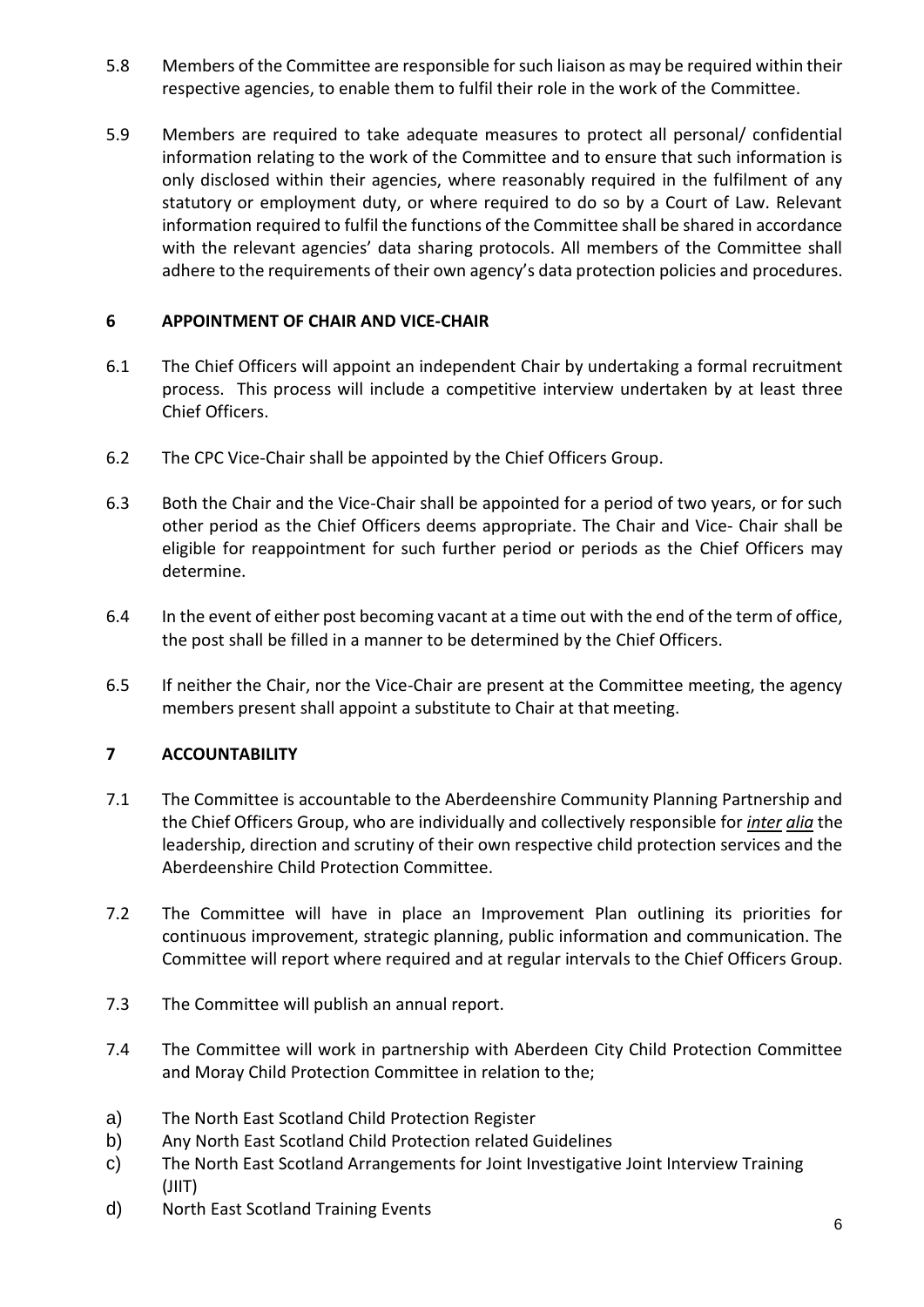5.8 Members of the Committee are responsible for such liaison as may be required within their respective agencies, to enable them to fulfil their role in the work of the Committee.

5.9 Members are required to take adequate measures to protect all personal/ confidential information relating to the work of the Committee and to ensure that such information is only disclosed within their agencies, where reasonably required in the fulfilment of any statutory or employment duty, or where required to do so by a Court of Law. Relevant information required to fulfil the functions of the Committee shall be shared in accordance with the relevant agencies' data sharing protocols. All members of the Committee shall adhere to the requirements of their own agency's data protection policies and procedures.

## 6 APPOINTMENT OF CHAIR AND VICE-CHAIR

6.1 The Chief Officers will appoint an independent Chair by undertaking a formal recruitment process. This process will include a competitive interview undertaken by at least three Chief Officers.

6.2 The CPC Vice-Chair shall be appointed by the Chief Officers Group.

6.3 Both the Chair and the Vice-Chair shall be appointed for a period of two years, or for such other period as the Chief Officers deems appropriate. The Chair and Vice- Chair shall be eligible for reappointment for such further period or periods as the Chief Officers may determine.

6.4 In the event of either post becoming vacant at a time out with the end of the term of office, the post shall be filled in a manner to be determined by the Chief Officers.

6.5 If neither the Chair, nor the Vice-Chair are present at the Committee meeting, the agency members present shall appoint a substitute to Chair at that meeting.

## 7 ACCOUNTABILITY

7.1 The Committee is accountable to the Aberdeenshire Community Planning Partnership and the Chief Officers Group, who are individually and collectively responsible for *inter alia* the leadership, direction and scrutiny of their own respective child protection services and the Aberdeenshire Child Protection Committee.

7.2 The Committee will have in place an Improvement Plan outlining its priorities for continuous improvement, strategic planning, public information and communication. The Committee will report where required and at regular intervals to the Chief Officers Group.

7.3 The Committee will publish an annual report.

7.4 The Committee will work in partnership with Aberdeen City Child Protection Committee and Moray Child Protection Committee in relation to the;

a) The North East Scotland Child Protection Register
b) Any North East Scotland Child Protection related Guidelines
c) The North East Scotland Arrangements for Joint Investigative Joint Interview Training (JIIT)
d) North East Scotland Training Events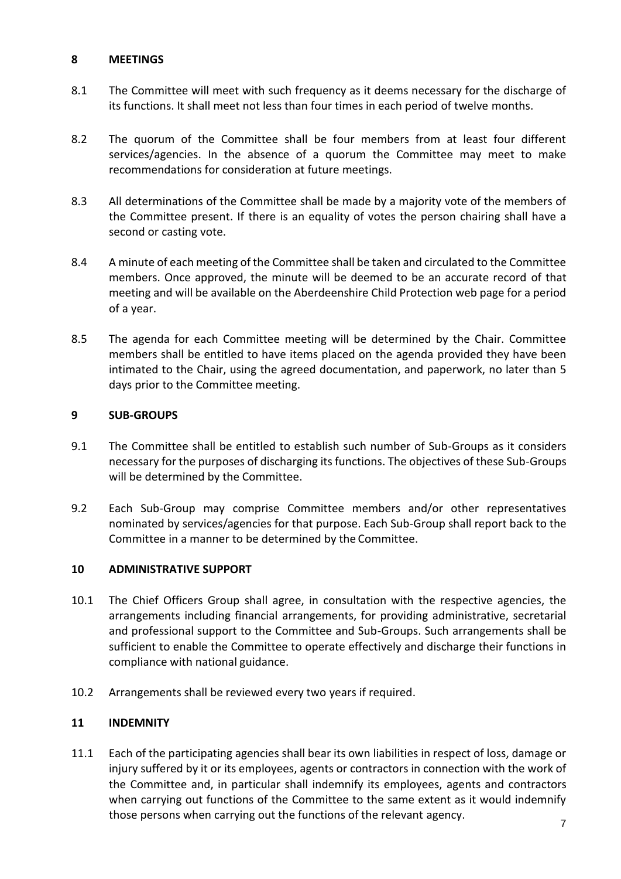## 8 MEETINGS

8.1 The Committee will meet with such frequency as it deems necessary for the discharge of its functions. It shall meet not less than four times in each period of twelve months.

8.2 The quorum of the Committee shall be four members from at least four different services/agencies. In the absence of a quorum the Committee may meet to make recommendations for consideration at future meetings.

8.3 All determinations of the Committee shall be made by a majority vote of the members of the Committee present. If there is an equality of votes the person chairing shall have a second or casting vote.

8.4 A minute of each meeting of the Committee shall be taken and circulated to the Committee members. Once approved, the minute will be deemed to be an accurate record of that meeting and will be available on the Aberdeenshire Child Protection web page for a period of a year.

8.5 The agenda for each Committee meeting will be determined by the Chair. Committee members shall be entitled to have items placed on the agenda provided they have been intimated to the Chair, using the agreed documentation, and paperwork, no later than 5 days prior to the Committee meeting.

## 9 SUB-GROUPS

9.1 The Committee shall be entitled to establish such number of Sub-Groups as it considers necessary for the purposes of discharging its functions. The objectives of these Sub-Groups will be determined by the Committee.

9.2 Each Sub-Group may comprise Committee members and/or other representatives nominated by services/agencies for that purpose. Each Sub-Group shall report back to the Committee in a manner to be determined by the Committee.

## 10 ADMINISTRATIVE SUPPORT

10.1 The Chief Officers Group shall agree, in consultation with the respective agencies, the arrangements including financial arrangements, for providing administrative, secretarial and professional support to the Committee and Sub-Groups. Such arrangements shall be sufficient to enable the Committee to operate effectively and discharge their functions in compliance with national guidance.

10.2 Arrangements shall be reviewed every two years if required.

## 11 INDEMNITY

11.1 Each of the participating agencies shall bear its own liabilities in respect of loss, damage or injury suffered by it or its employees, agents or contractors in connection with the work of the Committee and, in particular shall indemnify its employees, agents and contractors when carrying out functions of the Committee to the same extent as it would indemnify those persons when carrying out the functions of the relevant agency.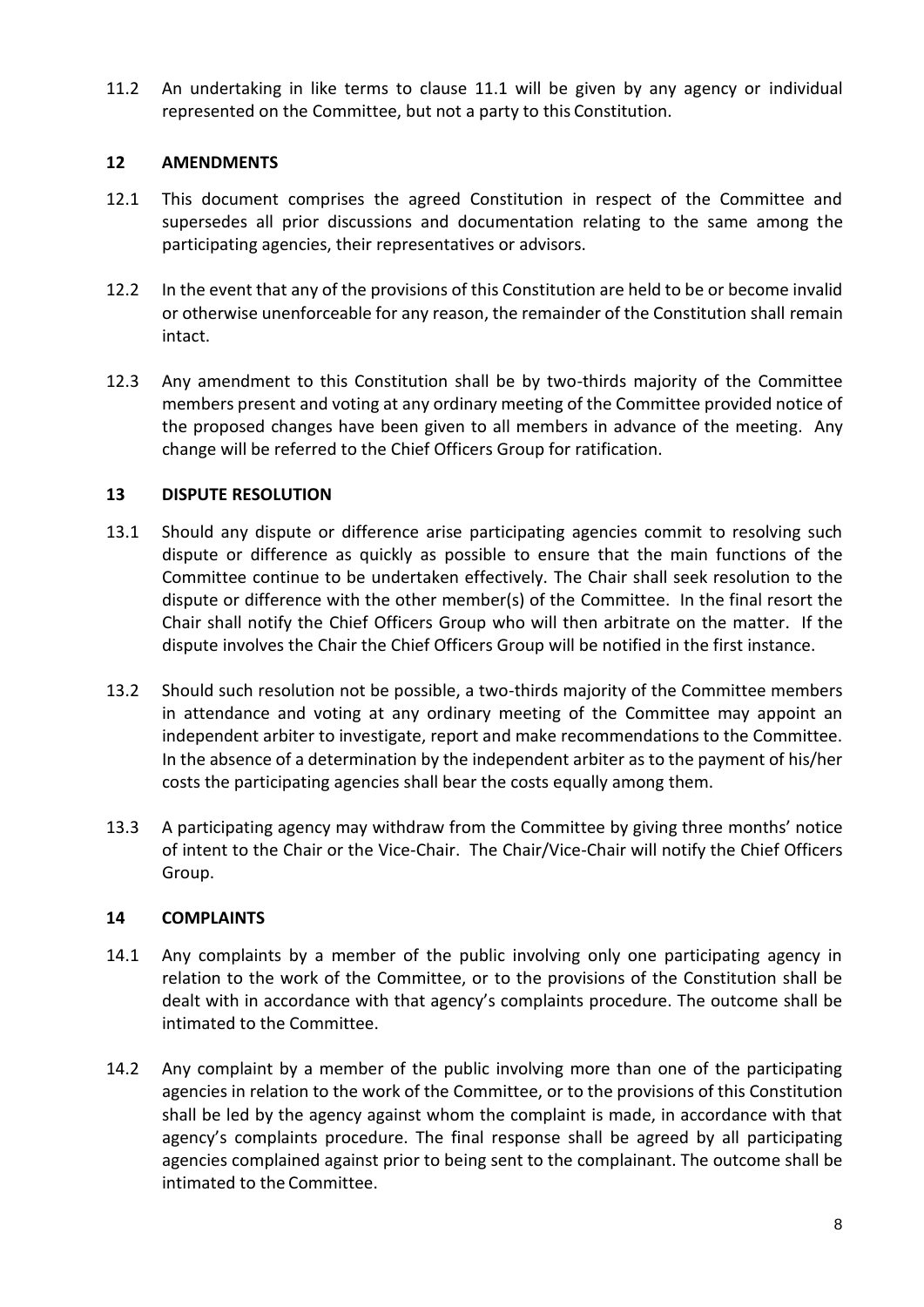11.2 An undertaking in like terms to clause 11.1 will be given by any agency or individual represented on the Committee, but not a party to this Constitution.

## 12 AMENDMENTS

12.1 This document comprises the agreed Constitution in respect of the Committee and supersedes all prior discussions and documentation relating to the same among the participating agencies, their representatives or advisors.

12.2 In the event that any of the provisions of this Constitution are held to be or become invalid or otherwise unenforceable for any reason, the remainder of the Constitution shall remain intact.

12.3 Any amendment to this Constitution shall be by two-thirds majority of the Committee members present and voting at any ordinary meeting of the Committee provided notice of the proposed changes have been given to all members in advance of the meeting. Any change will be referred to the Chief Officers Group for ratification.

## 13 DISPUTE RESOLUTION

13.1 Should any dispute or difference arise participating agencies commit to resolving such dispute or difference as quickly as possible to ensure that the main functions of the Committee continue to be undertaken effectively. The Chair shall seek resolution to the dispute or difference with the other member(s) of the Committee. In the final resort the Chair shall notify the Chief Officers Group who will then arbitrate on the matter. If the dispute involves the Chair the Chief Officers Group will be notified in the first instance.

13.2 Should such resolution not be possible, a two-thirds majority of the Committee members in attendance and voting at any ordinary meeting of the Committee may appoint an independent arbiter to investigate, report and make recommendations to the Committee. In the absence of a determination by the independent arbiter as to the payment of his/her costs the participating agencies shall bear the costs equally among them.

13.3 A participating agency may withdraw from the Committee by giving three months' notice of intent to the Chair or the Vice-Chair. The Chair/Vice-Chair will notify the Chief Officers Group.

## 14 COMPLAINTS

14.1 Any complaints by a member of the public involving only one participating agency in relation to the work of the Committee, or to the provisions of the Constitution shall be dealt with in accordance with that agency's complaints procedure. The outcome shall be intimated to the Committee.

14.2 Any complaint by a member of the public involving more than one of the participating agencies in relation to the work of the Committee, or to the provisions of this Constitution shall be led by the agency against whom the complaint is made, in accordance with that agency's complaints procedure. The final response shall be agreed by all participating agencies complained against prior to being sent to the complainant. The outcome shall be intimated to the Committee.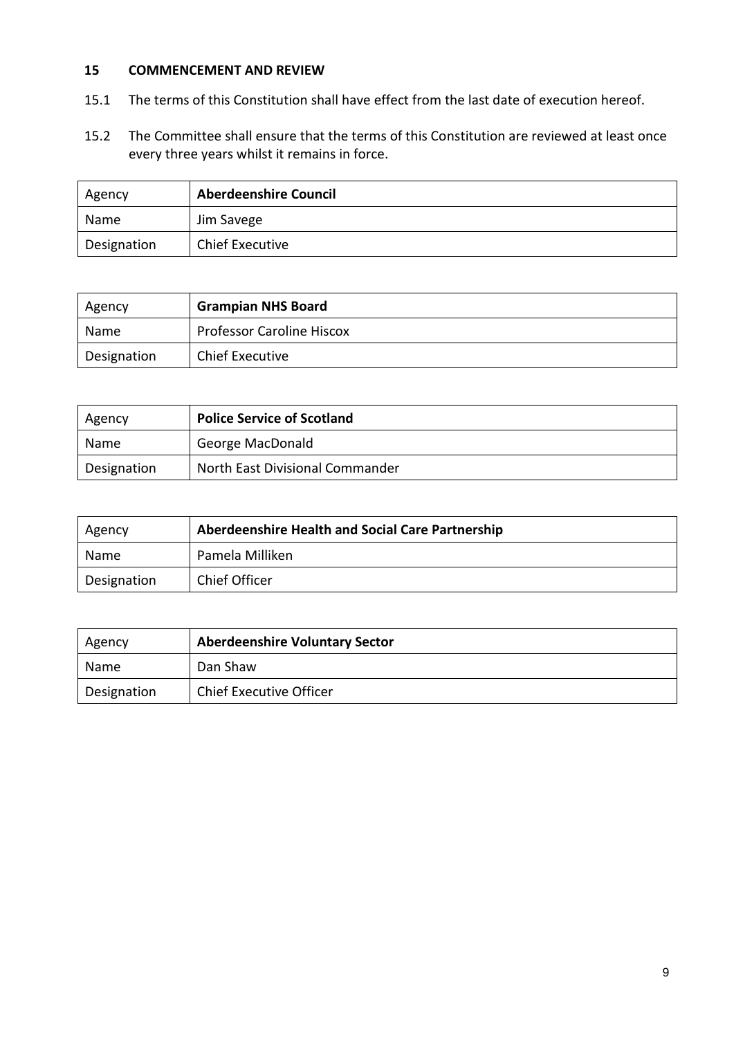## 15 COMMENCEMENT AND REVIEW

15.1 The terms of this Constitution shall have effect from the last date of execution hereof.

15.2 The Committee shall ensure that the terms of this Constitution are reviewed at least once every three years whilst it remains in force.

| | |
|---|---|
| Agency | **Aberdeenshire Council** |
| Name | Jim Savege |
| Designation | Chief Executive |

| | |
|---|---|
| Agency | **Grampian NHS Board** |
| Name | Professor Caroline Hiscox |
| Designation | Chief Executive |

| | |
|---|---|
| Agency | **Police Service of Scotland** |
| Name | George MacDonald |
| Designation | North East Divisional Commander |

| | |
|---|---|
| Agency | **Aberdeenshire Health and Social Care Partnership** |
| Name | Pamela Milliken |
| Designation | Chief Officer |

| | |
|---|---|
| Agency | **Aberdeenshire Voluntary Sector** |
| Name | Dan Shaw |
| Designation | Chief Executive Officer |